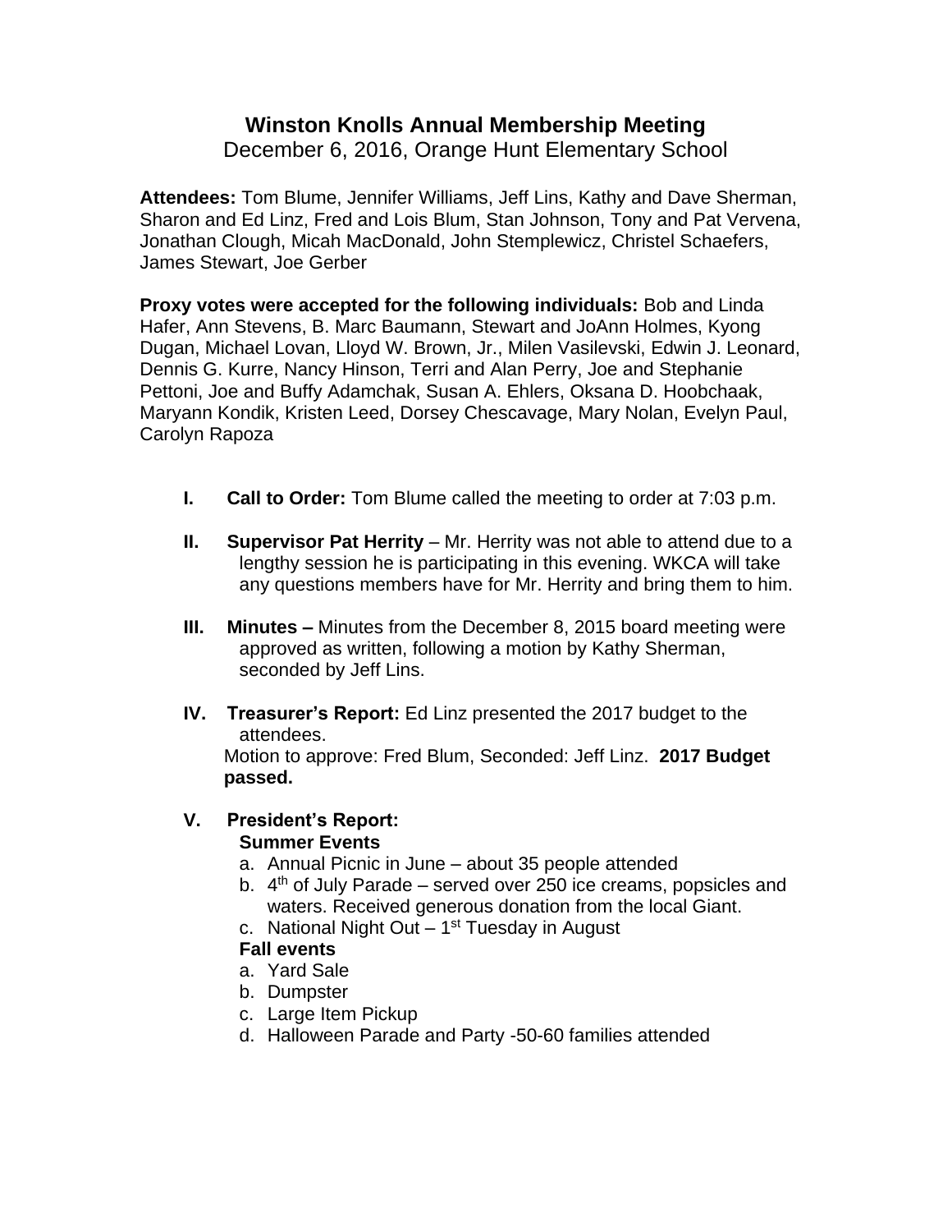# Winston Knolls Annual Membership Meeting

December 6, 2016, Orange Hunt Elementary School

**Attendees:** Tom Blume, Jennifer Williams, Jeff Lins, Kathy and Dave Sherman, Sharon and Ed Linz, Fred and Lois Blum, Stan Johnson, Tony and Pat Vervena, Jonathan Clough, Micah MacDonald, John Stemplewicz, Christel Schaefers, James Stewart, Joe Gerber

**Proxy votes were accepted for the following individuals:** Bob and Linda Hafer, Ann Stevens, B. Marc Baumann, Stewart and JoAnn Holmes, Kyong Dugan, Michael Lovan, Lloyd W. Brown, Jr., Milen Vasilevski, Edwin J. Leonard, Dennis G. Kurre, Nancy Hinson, Terri and Alan Perry, Joe and Stephanie Pettoni, Joe and Buffy Adamchak, Susan A. Ehlers, Oksana D. Hoobchaak, Maryann Kondik, Kristen Leed, Dorsey Chescavage, Mary Nolan, Evelyn Paul, Carolyn Rapoza

I. **Call to Order:** Tom Blume called the meeting to order at 7:03 p.m.

II. **Supervisor Pat Herrity** – Mr. Herrity was not able to attend due to a lengthy session he is participating in this evening. WKCA will take any questions members have for Mr. Herrity and bring them to him.

III. **Minutes –** Minutes from the December 8, 2015 board meeting were approved as written, following a motion by Kathy Sherman, seconded by Jeff Lins.

IV. **Treasurer's Report:** Ed Linz presented the 2017 budget to the attendees.
Motion to approve: Fred Blum, Seconded: Jeff Linz. **2017 Budget passed.**

V. **President's Report:**

**Summer Events**

a. Annual Picnic in June – about 35 people attended
b. 4th of July Parade – served over 250 ice creams, popsicles and waters. Received generous donation from the local Giant.
c. National Night Out – 1st Tuesday in August

**Fall events**

a. Yard Sale
b. Dumpster
c. Large Item Pickup
d. Halloween Parade and Party -50-60 families attended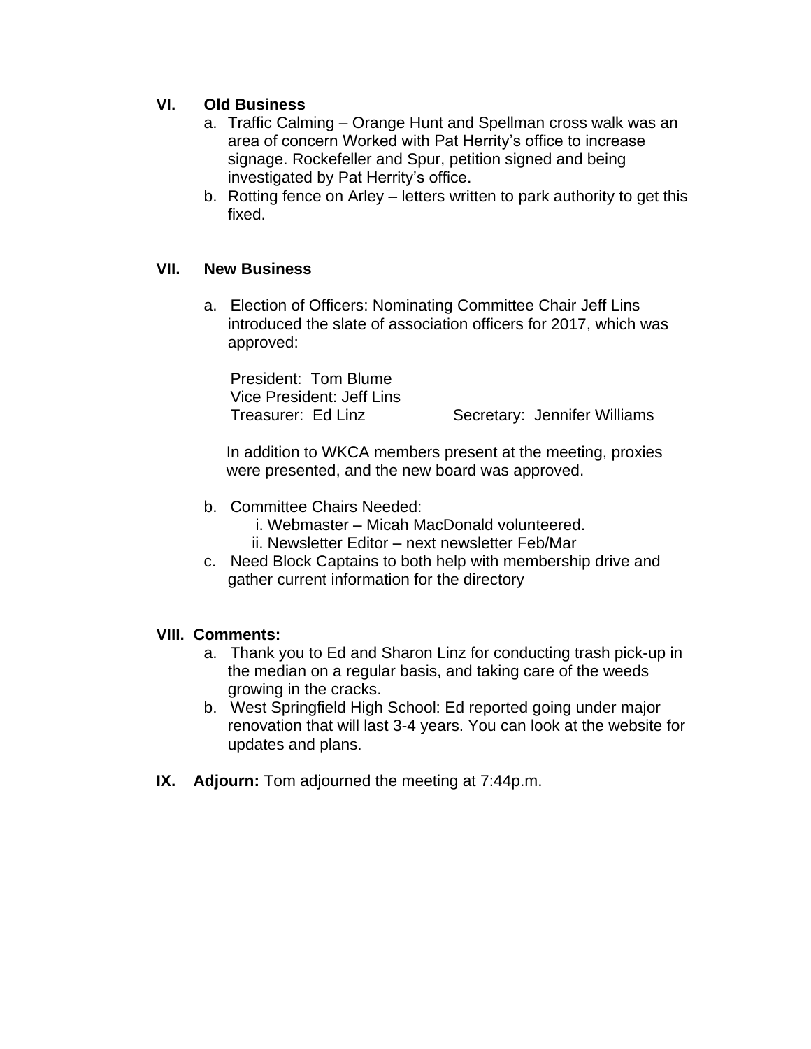## VI. Old Business

a. Traffic Calming – Orange Hunt and Spellman cross walk was an area of concern Worked with Pat Herrity's office to increase signage. Rockefeller and Spur, petition signed and being investigated by Pat Herrity's office.

b. Rotting fence on Arley – letters written to park authority to get this fixed.

## VII. New Business

a. Election of Officers: Nominating Committee Chair Jeff Lins introduced the slate of association officers for 2017, which was approved:

President: Tom Blume
Vice President: Jeff Lins
Treasurer: Ed Linz
Secretary: Jennifer Williams

In addition to WKCA members present at the meeting, proxies were presented, and the new board was approved.

b. Committee Chairs Needed:
   i. Webmaster – Micah MacDonald volunteered.
   ii. Newsletter Editor – next newsletter Feb/Mar

c. Need Block Captains to both help with membership drive and gather current information for the directory

## VIII. Comments:

a. Thank you to Ed and Sharon Linz for conducting trash pick-up in the median on a regular basis, and taking care of the weeds growing in the cracks.

b. West Springfield High School: Ed reported going under major renovation that will last 3-4 years. You can look at the website for updates and plans.

## IX. Adjourn: 

Tom adjourned the meeting at 7:44p.m.